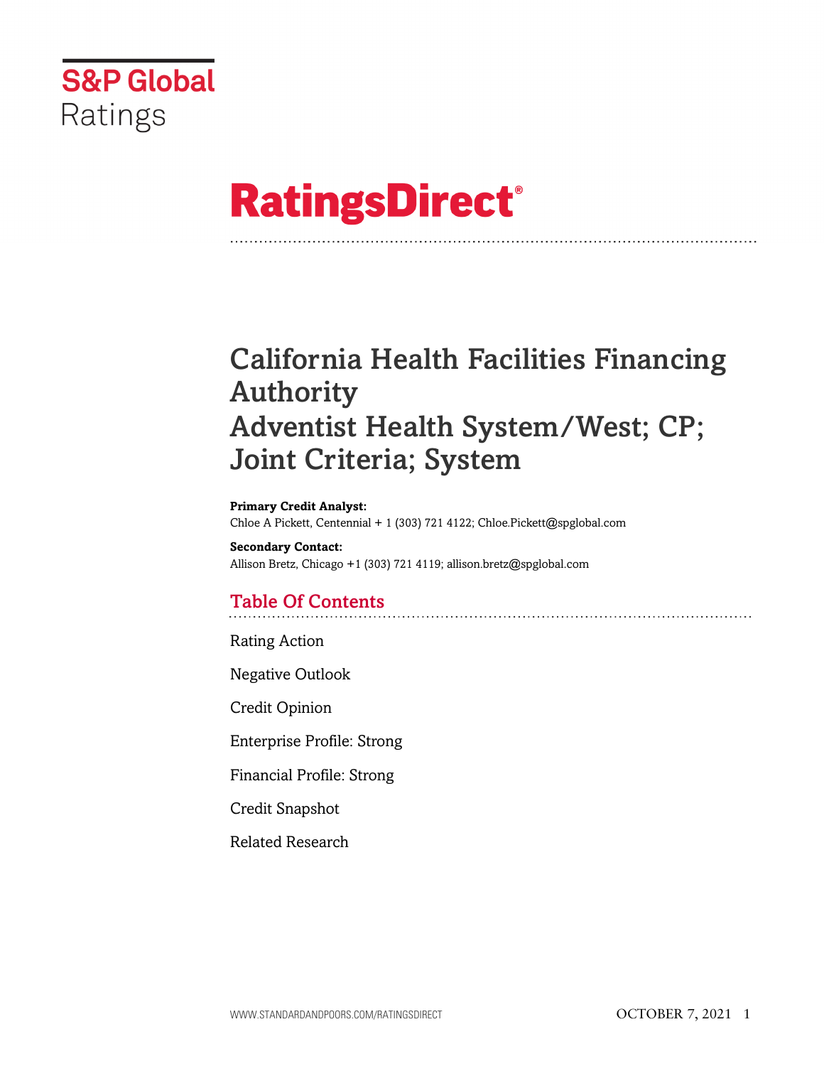S&P Global Ratings

# RatingsDirect®

# California Health Facilities Financing Authority
# Adventist Health System/West; CP; Joint Criteria; System

**Primary Credit Analyst:**
Chloe A Pickett, Centennial + 1 (303) 721 4122; Chloe.Pickett@spglobal.com

**Secondary Contact:**
Allison Bretz, Chicago +1 (303) 721 4119; allison.bretz@spglobal.com

## Table Of Contents

Rating Action

Negative Outlook

Credit Opinion

Enterprise Profile: Strong

Financial Profile: Strong

Credit Snapshot

Related Research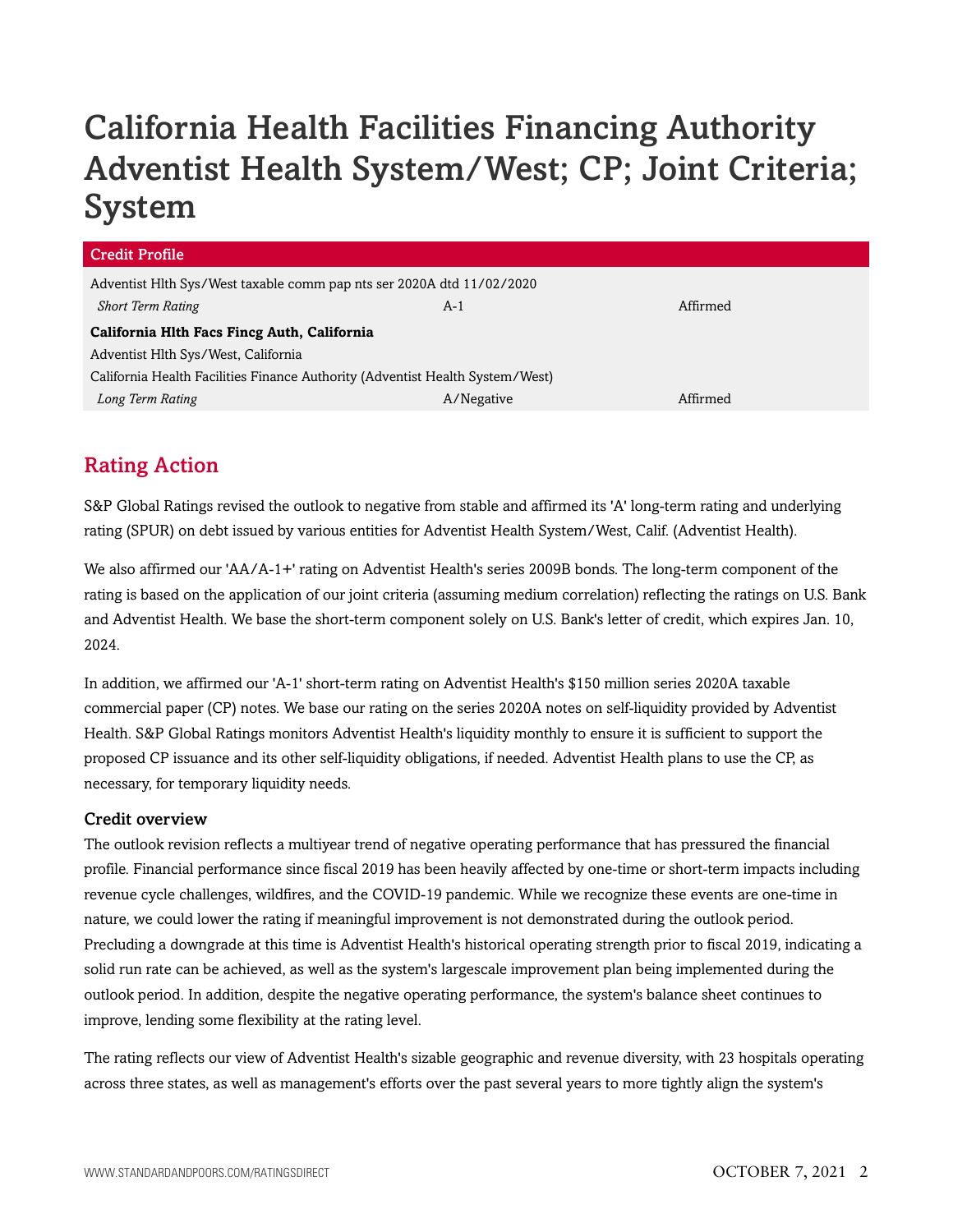# California Health Facilities Financing Authority Adventist Health System/West; CP; Joint Criteria; System

| Credit Profile | | |
|---|---|---|
| Adventist Hlth Sys/West taxable comm pap nts ser 2020A dtd 11/02/2020 | | |
| *Short Term Rating* | A-1 | Affirmed |
| **California Hlth Facs Fincg Auth, California** | | |
| Adventist Hlth Sys/West, California | | |
| California Health Facilities Finance Authority (Adventist Health System/West) | | |
| *Long Term Rating* | A/Negative | Affirmed |

## Rating Action

S&P Global Ratings revised the outlook to negative from stable and affirmed its 'A' long-term rating and underlying rating (SPUR) on debt issued by various entities for Adventist Health System/West, Calif. (Adventist Health).

We also affirmed our 'AA/A-1+' rating on Adventist Health's series 2009B bonds. The long-term component of the rating is based on the application of our joint criteria (assuming medium correlation) reflecting the ratings on U.S. Bank and Adventist Health. We base the short-term component solely on U.S. Bank's letter of credit, which expires Jan. 10, 2024.

In addition, we affirmed our 'A-1' short-term rating on Adventist Health's $150 million series 2020A taxable commercial paper (CP) notes. We base our rating on the series 2020A notes on self-liquidity provided by Adventist Health. S&P Global Ratings monitors Adventist Health's liquidity monthly to ensure it is sufficient to support the proposed CP issuance and its other self-liquidity obligations, if needed. Adventist Health plans to use the CP, as necessary, for temporary liquidity needs.

### Credit overview

The outlook revision reflects a multiyear trend of negative operating performance that has pressured the financial profile. Financial performance since fiscal 2019 has been heavily affected by one-time or short-term impacts including revenue cycle challenges, wildfires, and the COVID-19 pandemic. While we recognize these events are one-time in nature, we could lower the rating if meaningful improvement is not demonstrated during the outlook period. Precluding a downgrade at this time is Adventist Health's historical operating strength prior to fiscal 2019, indicating a solid run rate can be achieved, as well as the system's largescale improvement plan being implemented during the outlook period. In addition, despite the negative operating performance, the system's balance sheet continues to improve, lending some flexibility at the rating level.

The rating reflects our view of Adventist Health's sizable geographic and revenue diversity, with 23 hospitals operating across three states, as well as management's efforts over the past several years to more tightly align the system's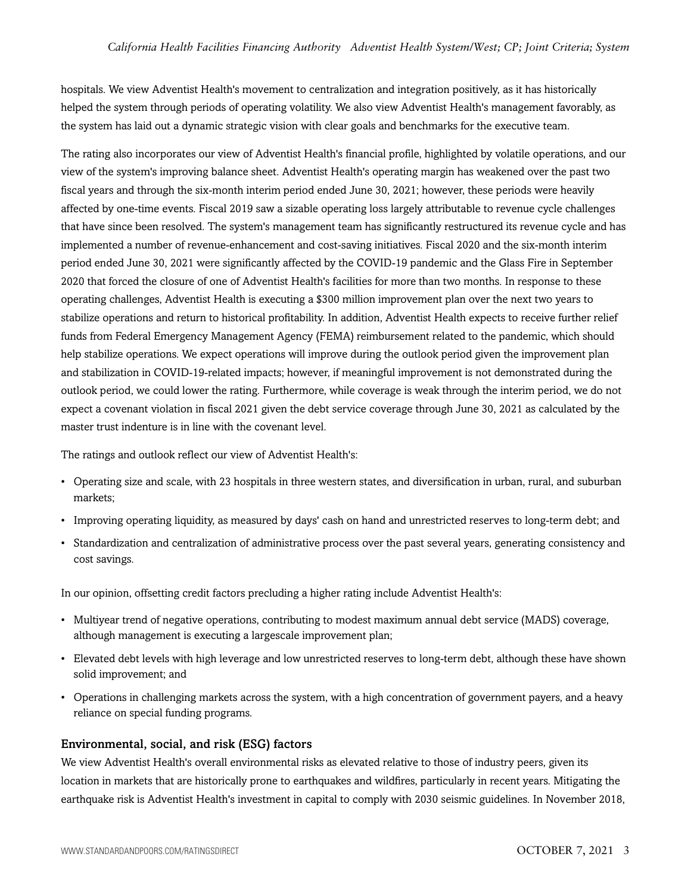hospitals. We view Adventist Health's movement to centralization and integration positively, as it has historically helped the system through periods of operating volatility. We also view Adventist Health's management favorably, as the system has laid out a dynamic strategic vision with clear goals and benchmarks for the executive team.

The rating also incorporates our view of Adventist Health's financial profile, highlighted by volatile operations, and our view of the system's improving balance sheet. Adventist Health's operating margin has weakened over the past two fiscal years and through the six-month interim period ended June 30, 2021; however, these periods were heavily affected by one-time events. Fiscal 2019 saw a sizable operating loss largely attributable to revenue cycle challenges that have since been resolved. The system's management team has significantly restructured its revenue cycle and has implemented a number of revenue-enhancement and cost-saving initiatives. Fiscal 2020 and the six-month interim period ended June 30, 2021 were significantly affected by the COVID-19 pandemic and the Glass Fire in September 2020 that forced the closure of one of Adventist Health's facilities for more than two months. In response to these operating challenges, Adventist Health is executing a $300 million improvement plan over the next two years to stabilize operations and return to historical profitability. In addition, Adventist Health expects to receive further relief funds from Federal Emergency Management Agency (FEMA) reimbursement related to the pandemic, which should help stabilize operations. We expect operations will improve during the outlook period given the improvement plan and stabilization in COVID-19-related impacts; however, if meaningful improvement is not demonstrated during the outlook period, we could lower the rating. Furthermore, while coverage is weak through the interim period, we do not expect a covenant violation in fiscal 2021 given the debt service coverage through June 30, 2021 as calculated by the master trust indenture is in line with the covenant level.

The ratings and outlook reflect our view of Adventist Health's:

- Operating size and scale, with 23 hospitals in three western states, and diversification in urban, rural, and suburban markets;
- Improving operating liquidity, as measured by days' cash on hand and unrestricted reserves to long-term debt; and
- Standardization and centralization of administrative process over the past several years, generating consistency and cost savings.

In our opinion, offsetting credit factors precluding a higher rating include Adventist Health's:

- Multiyear trend of negative operations, contributing to modest maximum annual debt service (MADS) coverage, although management is executing a largescale improvement plan;
- Elevated debt levels with high leverage and low unrestricted reserves to long-term debt, although these have shown solid improvement; and
- Operations in challenging markets across the system, with a high concentration of government payers, and a heavy reliance on special funding programs.

### Environmental, social, and risk (ESG) factors

We view Adventist Health's overall environmental risks as elevated relative to those of industry peers, given its location in markets that are historically prone to earthquakes and wildfires, particularly in recent years. Mitigating the earthquake risk is Adventist Health's investment in capital to comply with 2030 seismic guidelines. In November 2018,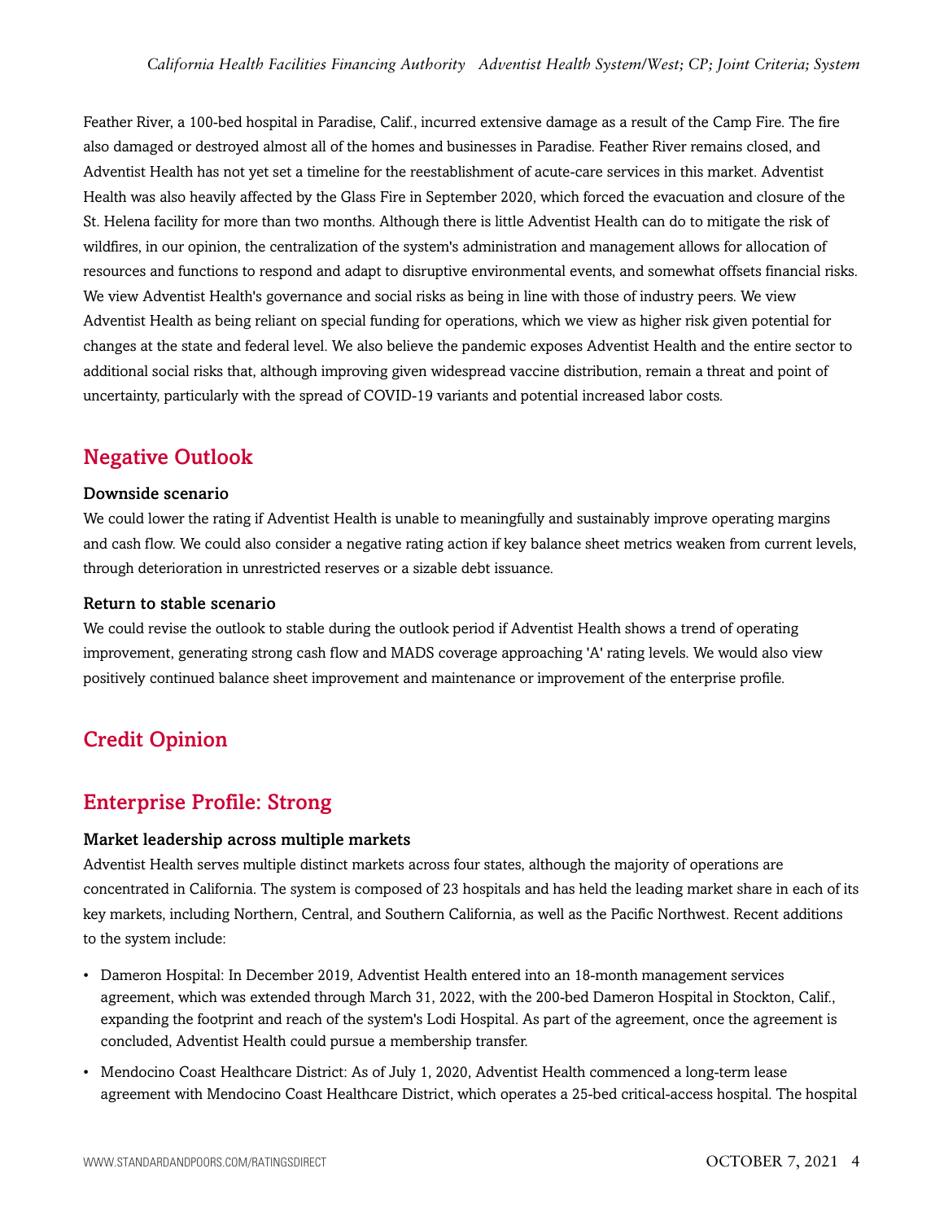Feather River, a 100-bed hospital in Paradise, Calif., incurred extensive damage as a result of the Camp Fire. The fire also damaged or destroyed almost all of the homes and businesses in Paradise. Feather River remains closed, and Adventist Health has not yet set a timeline for the reestablishment of acute-care services in this market. Adventist Health was also heavily affected by the Glass Fire in September 2020, which forced the evacuation and closure of the St. Helena facility for more than two months. Although there is little Adventist Health can do to mitigate the risk of wildfires, in our opinion, the centralization of the system's administration and management allows for allocation of resources and functions to respond and adapt to disruptive environmental events, and somewhat offsets financial risks. We view Adventist Health's governance and social risks as being in line with those of industry peers. We view Adventist Health as being reliant on special funding for operations, which we view as higher risk given potential for changes at the state and federal level. We also believe the pandemic exposes Adventist Health and the entire sector to additional social risks that, although improving given widespread vaccine distribution, remain a threat and point of uncertainty, particularly with the spread of COVID-19 variants and potential increased labor costs.

## Negative Outlook

### Downside scenario

We could lower the rating if Adventist Health is unable to meaningfully and sustainably improve operating margins and cash flow. We could also consider a negative rating action if key balance sheet metrics weaken from current levels, through deterioration in unrestricted reserves or a sizable debt issuance.

### Return to stable scenario

We could revise the outlook to stable during the outlook period if Adventist Health shows a trend of operating improvement, generating strong cash flow and MADS coverage approaching 'A' rating levels. We would also view positively continued balance sheet improvement and maintenance or improvement of the enterprise profile.

## Credit Opinion

## Enterprise Profile: Strong

### Market leadership across multiple markets

Adventist Health serves multiple distinct markets across four states, although the majority of operations are concentrated in California. The system is composed of 23 hospitals and has held the leading market share in each of its key markets, including Northern, Central, and Southern California, as well as the Pacific Northwest. Recent additions to the system include:

- Dameron Hospital: In December 2019, Adventist Health entered into an 18-month management services agreement, which was extended through March 31, 2022, with the 200-bed Dameron Hospital in Stockton, Calif., expanding the footprint and reach of the system's Lodi Hospital. As part of the agreement, once the agreement is concluded, Adventist Health could pursue a membership transfer.
- Mendocino Coast Healthcare District: As of July 1, 2020, Adventist Health commenced a long-term lease agreement with Mendocino Coast Healthcare District, which operates a 25-bed critical-access hospital. The hospital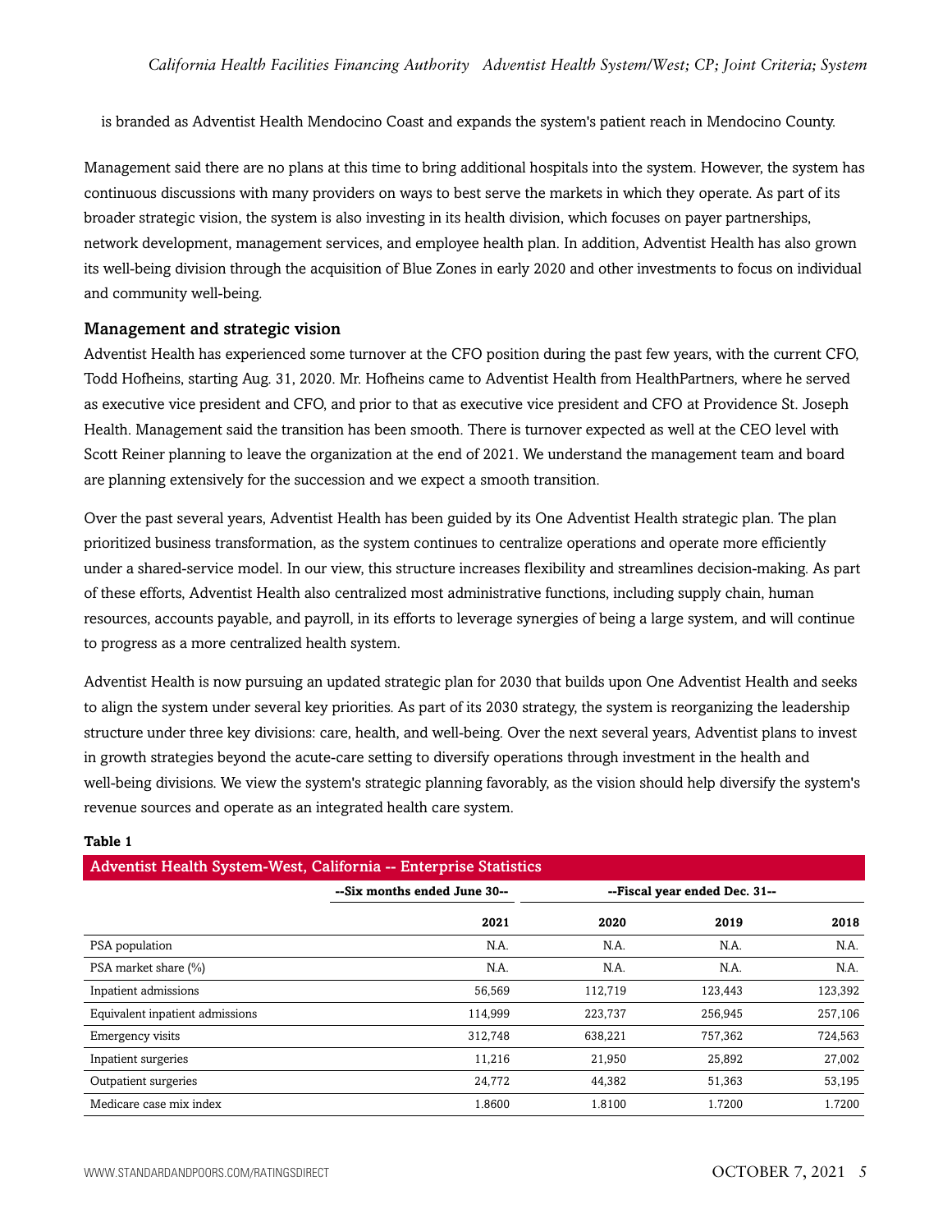is branded as Adventist Health Mendocino Coast and expands the system's patient reach in Mendocino County.

Management said there are no plans at this time to bring additional hospitals into the system. However, the system has continuous discussions with many providers on ways to best serve the markets in which they operate. As part of its broader strategic vision, the system is also investing in its health division, which focuses on payer partnerships, network development, management services, and employee health plan. In addition, Adventist Health has also grown its well-being division through the acquisition of Blue Zones in early 2020 and other investments to focus on individual and community well-being.

### Management and strategic vision

Adventist Health has experienced some turnover at the CFO position during the past few years, with the current CFO, Todd Hofheins, starting Aug. 31, 2020. Mr. Hofheins came to Adventist Health from HealthPartners, where he served as executive vice president and CFO, and prior to that as executive vice president and CFO at Providence St. Joseph Health. Management said the transition has been smooth. There is turnover expected as well at the CEO level with Scott Reiner planning to leave the organization at the end of 2021. We understand the management team and board are planning extensively for the succession and we expect a smooth transition.

Over the past several years, Adventist Health has been guided by its One Adventist Health strategic plan. The plan prioritized business transformation, as the system continues to centralize operations and operate more efficiently under a shared-service model. In our view, this structure increases flexibility and streamlines decision-making. As part of these efforts, Adventist Health also centralized most administrative functions, including supply chain, human resources, accounts payable, and payroll, in its efforts to leverage synergies of being a large system, and will continue to progress as a more centralized health system.

Adventist Health is now pursuing an updated strategic plan for 2030 that builds upon One Adventist Health and seeks to align the system under several key priorities. As part of its 2030 strategy, the system is reorganizing the leadership structure under three key divisions: care, health, and well-being. Over the next several years, Adventist plans to invest in growth strategies beyond the acute-care setting to diversify operations through investment in the health and well-being divisions. We view the system's strategic planning favorably, as the vision should help diversify the system's revenue sources and operate as an integrated health care system.

**Table 1**

| Adventist Health System-West, California -- Enterprise Statistics | | | | |
|---|---|---|---|---|
| | --Six months ended June 30-- | --Fiscal year ended Dec. 31-- | | |
| | 2021 | 2020 | 2019 | 2018 |
| PSA population | N.A. | N.A. | N.A. | N.A. |
| PSA market share (%) | N.A. | N.A. | N.A. | N.A. |
| Inpatient admissions | 56,569 | 112,719 | 123,443 | 123,392 |
| Equivalent inpatient admissions | 114,999 | 223,737 | 256,945 | 257,106 |
| Emergency visits | 312,748 | 638,221 | 757,362 | 724,563 |
| Inpatient surgeries | 11,216 | 21,950 | 25,892 | 27,002 |
| Outpatient surgeries | 24,772 | 44,382 | 51,363 | 53,195 |
| Medicare case mix index | 1.8600 | 1.8100 | 1.7200 | 1.7200 |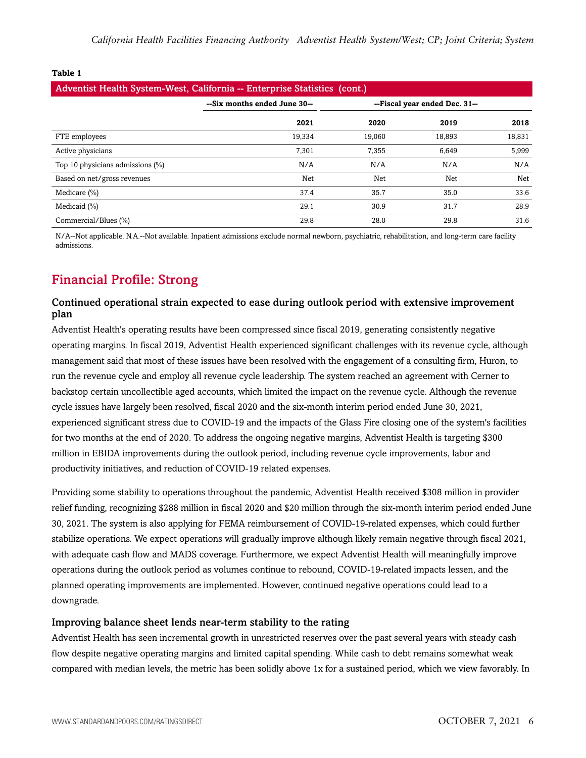**Table 1**

| Adventist Health System-West, California -- Enterprise Statistics (cont.) | | | | |
|---|---|---|---|---|
| | --Six months ended June 30-- | --Fiscal year ended Dec. 31-- | | |
| | 2021 | 2020 | 2019 | 2018 |
| FTE employees | 19,334 | 19,060 | 18,893 | 18,831 |
| Active physicians | 7,301 | 7,355 | 6,649 | 5,999 |
| Top 10 physicians admissions (%) | N/A | N/A | N/A | N/A |
| Based on net/gross revenues | Net | Net | Net | Net |
| Medicare (%) | 37.4 | 35.7 | 35.0 | 33.6 |
| Medicaid (%) | 29.1 | 30.9 | 31.7 | 28.9 |
| Commercial/Blues (%) | 29.8 | 28.0 | 29.8 | 31.6 |

N/A--Not applicable. N.A.--Not available. Inpatient admissions exclude normal newborn, psychiatric, rehabilitation, and long-term care facility admissions.

## Financial Profile: Strong

### Continued operational strain expected to ease during outlook period with extensive improvement plan

Adventist Health's operating results have been compressed since fiscal 2019, generating consistently negative operating margins. In fiscal 2019, Adventist Health experienced significant challenges with its revenue cycle, although management said that most of these issues have been resolved with the engagement of a consulting firm, Huron, to run the revenue cycle and employ all revenue cycle leadership. The system reached an agreement with Cerner to backstop certain uncollectible aged accounts, which limited the impact on the revenue cycle. Although the revenue cycle issues have largely been resolved, fiscal 2020 and the six-month interim period ended June 30, 2021, experienced significant stress due to COVID-19 and the impacts of the Glass Fire closing one of the system's facilities for two months at the end of 2020. To address the ongoing negative margins, Adventist Health is targeting $300 million in EBIDA improvements during the outlook period, including revenue cycle improvements, labor and productivity initiatives, and reduction of COVID-19 related expenses.

Providing some stability to operations throughout the pandemic, Adventist Health received $308 million in provider relief funding, recognizing $288 million in fiscal 2020 and $20 million through the six-month interim period ended June 30, 2021. The system is also applying for FEMA reimbursement of COVID-19-related expenses, which could further stabilize operations. We expect operations will gradually improve although likely remain negative through fiscal 2021, with adequate cash flow and MADS coverage. Furthermore, we expect Adventist Health will meaningfully improve operations during the outlook period as volumes continue to rebound, COVID-19-related impacts lessen, and the planned operating improvements are implemented. However, continued negative operations could lead to a downgrade.

### Improving balance sheet lends near-term stability to the rating

Adventist Health has seen incremental growth in unrestricted reserves over the past several years with steady cash flow despite negative operating margins and limited capital spending. While cash to debt remains somewhat weak compared with median levels, the metric has been solidly above 1x for a sustained period, which we view favorably. In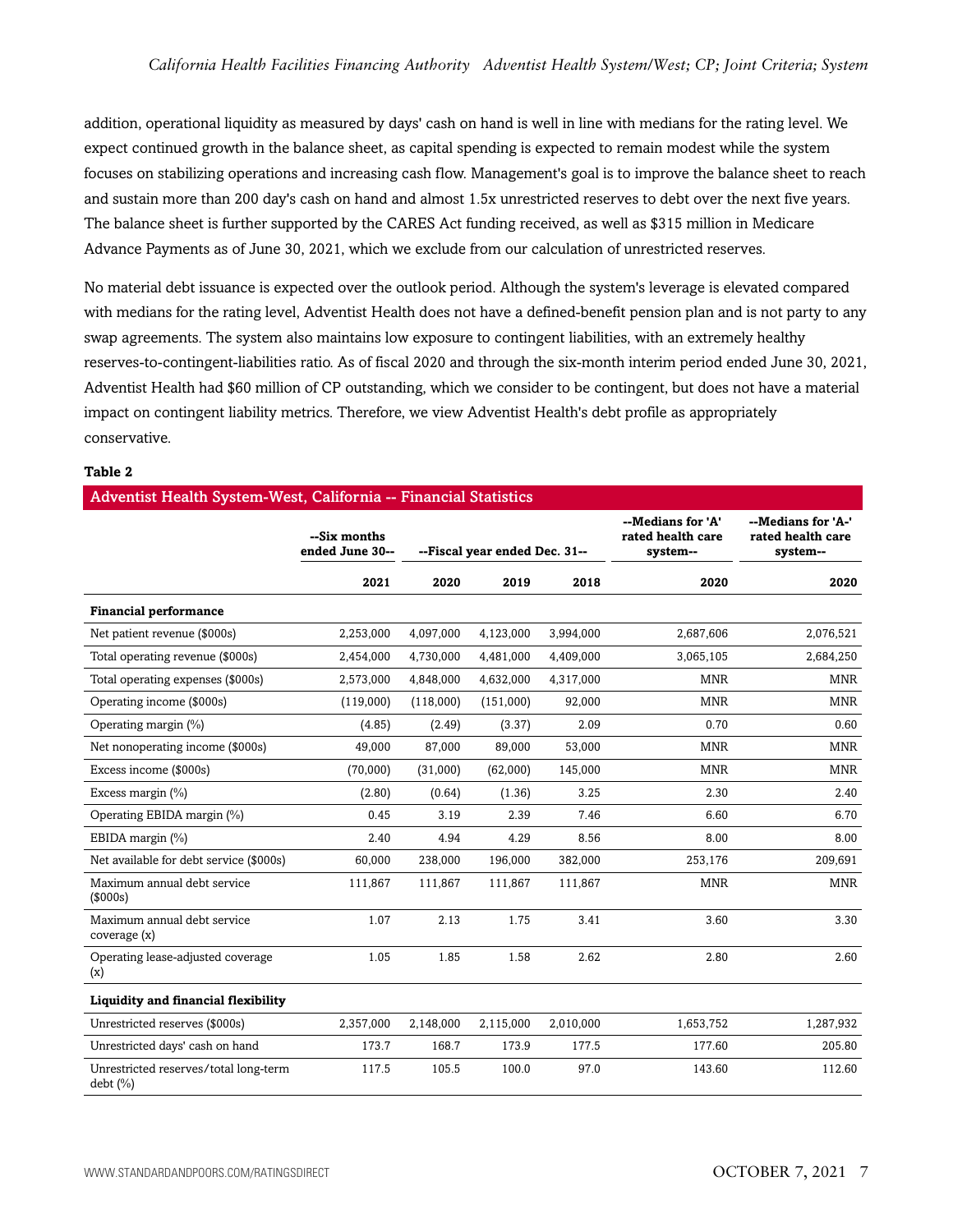addition, operational liquidity as measured by days' cash on hand is well in line with medians for the rating level. We expect continued growth in the balance sheet, as capital spending is expected to remain modest while the system focuses on stabilizing operations and increasing cash flow. Management's goal is to improve the balance sheet to reach and sustain more than 200 day's cash on hand and almost 1.5x unrestricted reserves to debt over the next five years. The balance sheet is further supported by the CARES Act funding received, as well as $315 million in Medicare Advance Payments as of June 30, 2021, which we exclude from our calculation of unrestricted reserves.

No material debt issuance is expected over the outlook period. Although the system's leverage is elevated compared with medians for the rating level, Adventist Health does not have a defined-benefit pension plan and is not party to any swap agreements. The system also maintains low exposure to contingent liabilities, with an extremely healthy reserves-to-contingent-liabilities ratio. As of fiscal 2020 and through the six-month interim period ended June 30, 2021, Adventist Health had $60 million of CP outstanding, which we consider to be contingent, but does not have a material impact on contingent liability metrics. Therefore, we view Adventist Health's debt profile as appropriately conservative.

**Table 2**

**Adventist Health System-West, California -- Financial Statistics**

| | --Six months ended June 30-- | --Fiscal year ended Dec. 31-- | | | --Medians for 'A' rated health care system-- | --Medians for 'A-' rated health care system-- |
|---|---|---|---|---|---|---|
| | 2021 | 2020 | 2019 | 2018 | 2020 | 2020 |
| **Financial performance** | | | | | | |
| Net patient revenue ($000s) | 2,253,000 | 4,097,000 | 4,123,000 | 3,994,000 | 2,687,606 | 2,076,521 |
| Total operating revenue ($000s) | 2,454,000 | 4,730,000 | 4,481,000 | 4,409,000 | 3,065,105 | 2,684,250 |
| Total operating expenses ($000s) | 2,573,000 | 4,848,000 | 4,632,000 | 4,317,000 | MNR | MNR |
| Operating income ($000s) | (119,000) | (118,000) | (151,000) | 92,000 | MNR | MNR |
| Operating margin (%) | (4.85) | (2.49) | (3.37) | 2.09 | 0.70 | 0.60 |
| Net nonoperating income ($000s) | 49,000 | 87,000 | 89,000 | 53,000 | MNR | MNR |
| Excess income ($000s) | (70,000) | (31,000) | (62,000) | 145,000 | MNR | MNR |
| Excess margin (%) | (2.80) | (0.64) | (1.36) | 3.25 | 2.30 | 2.40 |
| Operating EBIDA margin (%) | 0.45 | 3.19 | 2.39 | 7.46 | 6.60 | 6.70 |
| EBIDA margin (%) | 2.40 | 4.94 | 4.29 | 8.56 | 8.00 | 8.00 |
| Net available for debt service ($000s) | 60,000 | 238,000 | 196,000 | 382,000 | 253,176 | 209,691 |
| Maximum annual debt service ($000s) | 111,867 | 111,867 | 111,867 | 111,867 | MNR | MNR |
| Maximum annual debt service coverage (x) | 1.07 | 2.13 | 1.75 | 3.41 | 3.60 | 3.30 |
| Operating lease-adjusted coverage (x) | 1.05 | 1.85 | 1.58 | 2.62 | 2.80 | 2.60 |
| **Liquidity and financial flexibility** | | | | | | |
| Unrestricted reserves ($000s) | 2,357,000 | 2,148,000 | 2,115,000 | 2,010,000 | 1,653,752 | 1,287,932 |
| Unrestricted days' cash on hand | 173.7 | 168.7 | 173.9 | 177.5 | 177.60 | 205.80 |
| Unrestricted reserves/total long-term debt (%) | 117.5 | 105.5 | 100.0 | 97.0 | 143.60 | 112.60 |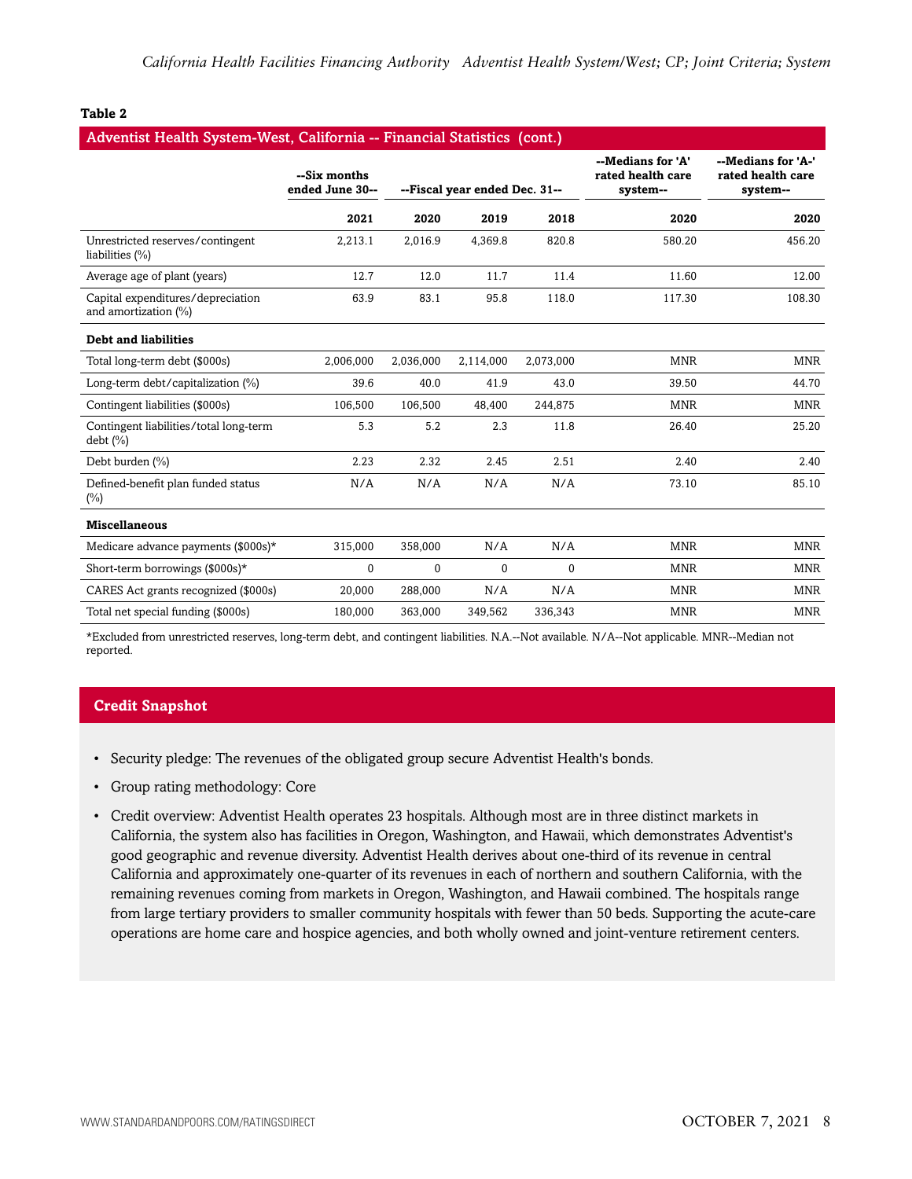**Table 2**

**Adventist Health System-West, California -- Financial Statistics (cont.)**

| | --Six months ended June 30-- | --Fiscal year ended Dec. 31-- | | | --Medians for 'A' rated health care system-- | --Medians for 'A-' rated health care system-- |
|---|---|---|---|---|---|---|
| | 2021 | 2020 | 2019 | 2018 | 2020 | 2020 |
| Unrestricted reserves/contingent liabilities (%) | 2,213.1 | 2,016.9 | 4,369.8 | 820.8 | 580.20 | 456.20 |
| Average age of plant (years) | 12.7 | 12.0 | 11.7 | 11.4 | 11.60 | 12.00 |
| Capital expenditures/depreciation and amortization (%) | 63.9 | 83.1 | 95.8 | 118.0 | 117.30 | 108.30 |
| **Debt and liabilities** | | | | | | |
| Total long-term debt ($000s) | 2,006,000 | 2,036,000 | 2,114,000 | 2,073,000 | MNR | MNR |
| Long-term debt/capitalization (%) | 39.6 | 40.0 | 41.9 | 43.0 | 39.50 | 44.70 |
| Contingent liabilities ($000s) | 106,500 | 106,500 | 48,400 | 244,875 | MNR | MNR |
| Contingent liabilities/total long-term debt (%) | 5.3 | 5.2 | 2.3 | 11.8 | 26.40 | 25.20 |
| Debt burden (%) | 2.23 | 2.32 | 2.45 | 2.51 | 2.40 | 2.40 |
| Defined-benefit plan funded status (%) | N/A | N/A | N/A | N/A | 73.10 | 85.10 |
| **Miscellaneous** | | | | | | |
| Medicare advance payments ($000s)* | 315,000 | 358,000 | N/A | N/A | MNR | MNR |
| Short-term borrowings ($000s)* | 0 | 0 | 0 | 0 | MNR | MNR |
| CARES Act grants recognized ($000s) | 20,000 | 288,000 | N/A | N/A | MNR | MNR |
| Total net special funding ($000s) | 180,000 | 363,000 | 349,562 | 336,343 | MNR | MNR |

*Excluded from unrestricted reserves, long-term debt, and contingent liabilities. N.A.--Not available. N/A--Not applicable. MNR--Median not reported.

## Credit Snapshot

- Security pledge: The revenues of the obligated group secure Adventist Health's bonds.
- Group rating methodology: Core
- Credit overview: Adventist Health operates 23 hospitals. Although most are in three distinct markets in California, the system also has facilities in Oregon, Washington, and Hawaii, which demonstrates Adventist's good geographic and revenue diversity. Adventist Health derives about one-third of its revenue in central California and approximately one-quarter of its revenues in each of northern and southern California, with the remaining revenues coming from markets in Oregon, Washington, and Hawaii combined. The hospitals range from large tertiary providers to smaller community hospitals with fewer than 50 beds. Supporting the acute-care operations are home care and hospice agencies, and both wholly owned and joint-venture retirement centers.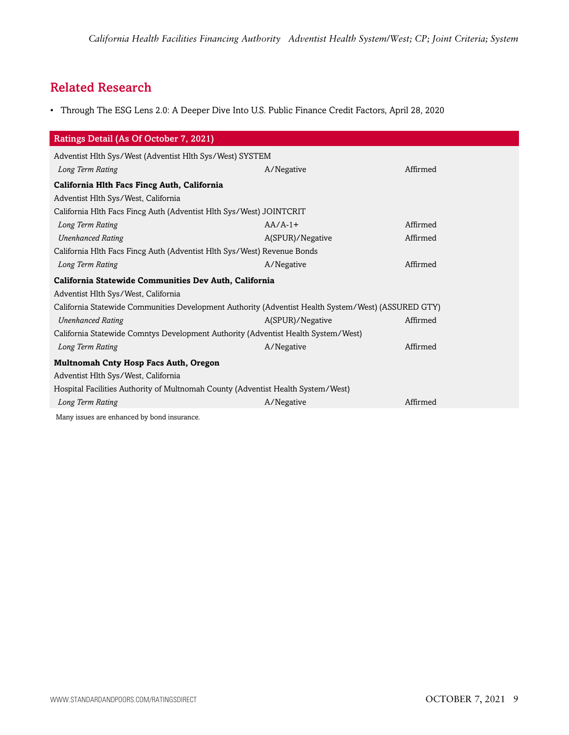## Related Research

- Through The ESG Lens 2.0: A Deeper Dive Into U.S. Public Finance Credit Factors, April 28, 2020

| Ratings Detail (As Of October 7, 2021) | | |
|---|---|---|
| Adventist Hlth Sys/West (Adventist Hlth Sys/West) SYSTEM | | |
| *Long Term Rating* | A/Negative | Affirmed |
| **California Hlth Facs Fincg Auth, California** | | |
| Adventist Hlth Sys/West, California | | |
| California Hlth Facs Fincg Auth (Adventist Hlth Sys/West) JOINTCRIT | | |
| *Long Term Rating* | AA/A-1+ | Affirmed |
| *Unenhanced Rating* | A(SPUR)/Negative | Affirmed |
| California Hlth Facs Fincg Auth (Adventist Hlth Sys/West) Revenue Bonds | | |
| *Long Term Rating* | A/Negative | Affirmed |
| **California Statewide Communities Dev Auth, California** | | |
| Adventist Hlth Sys/West, California | | |
| California Statewide Communities Development Authority (Adventist Health System/West) (ASSURED GTY) | | |
| *Unenhanced Rating* | A(SPUR)/Negative | Affirmed |
| California Statewide Comntys Development Authority (Adventist Health System/West) | | |
| *Long Term Rating* | A/Negative | Affirmed |
| **Multnomah Cnty Hosp Facs Auth, Oregon** | | |
| Adventist Hlth Sys/West, California | | |
| Hospital Facilities Authority of Multnomah County (Adventist Health System/West) | | |
| *Long Term Rating* | A/Negative | Affirmed |

Many issues are enhanced by bond insurance.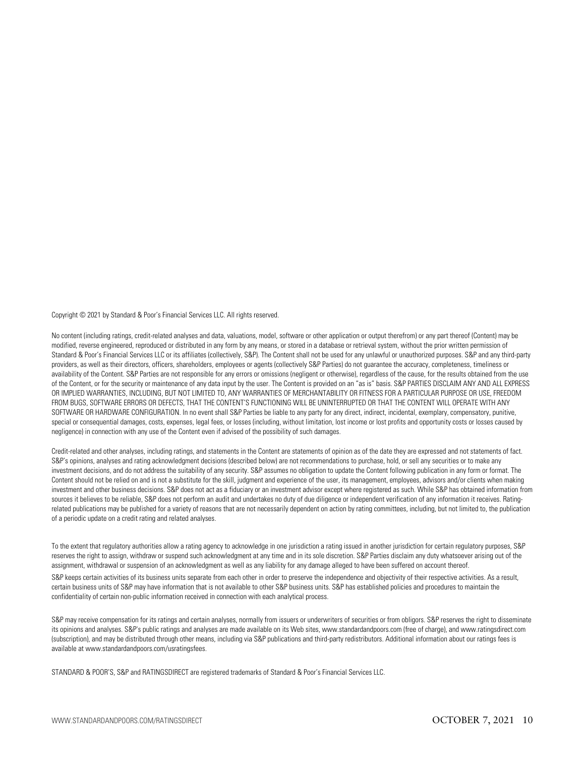Copyright © 2021 by Standard & Poor's Financial Services LLC. All rights reserved.

No content (including ratings, credit-related analyses and data, valuations, model, software or other application or output therefrom) or any part thereof (Content) may be modified, reverse engineered, reproduced or distributed in any form by any means, or stored in a database or retrieval system, without the prior written permission of Standard & Poor's Financial Services LLC or its affiliates (collectively, S&P). The Content shall not be used for any unlawful or unauthorized purposes. S&P and any third-party providers, as well as their directors, officers, shareholders, employees or agents (collectively S&P Parties) do not guarantee the accuracy, completeness, timeliness or availability of the Content. S&P Parties are not responsible for any errors or omissions (negligent or otherwise), regardless of the cause, for the results obtained from the use of the Content, or for the security or maintenance of any data input by the user. The Content is provided on an "as is" basis. S&P PARTIES DISCLAIM ANY AND ALL EXPRESS OR IMPLIED WARRANTIES, INCLUDING, BUT NOT LIMITED TO, ANY WARRANTIES OF MERCHANTABILITY OR FITNESS FOR A PARTICULAR PURPOSE OR USE, FREEDOM FROM BUGS, SOFTWARE ERRORS OR DEFECTS, THAT THE CONTENT'S FUNCTIONING WILL BE UNINTERRUPTED OR THAT THE CONTENT WILL OPERATE WITH ANY SOFTWARE OR HARDWARE CONFIGURATION. In no event shall S&P Parties be liable to any party for any direct, indirect, incidental, exemplary, compensatory, punitive, special or consequential damages, costs, expenses, legal fees, or losses (including, without limitation, lost income or lost profits and opportunity costs or losses caused by negligence) in connection with any use of the Content even if advised of the possibility of such damages.

Credit-related and other analyses, including ratings, and statements in the Content are statements of opinion as of the date they are expressed and not statements of fact. S&P's opinions, analyses and rating acknowledgment decisions (described below) are not recommendations to purchase, hold, or sell any securities or to make any investment decisions, and do not address the suitability of any security. S&P assumes no obligation to update the Content following publication in any form or format. The Content should not be relied on and is not a substitute for the skill, judgment and experience of the user, its management, employees, advisors and/or clients when making investment and other business decisions. S&P does not act as a fiduciary or an investment advisor except where registered as such. While S&P has obtained information from sources it believes to be reliable, S&P does not perform an audit and undertakes no duty of due diligence or independent verification of any information it receives. Rating-related publications may be published for a variety of reasons that are not necessarily dependent on action by rating committees, including, but not limited to, the publication of a periodic update on a credit rating and related analyses.

To the extent that regulatory authorities allow a rating agency to acknowledge in one jurisdiction a rating issued in another jurisdiction for certain regulatory purposes, S&P reserves the right to assign, withdraw or suspend such acknowledgment at any time and in its sole discretion. S&P Parties disclaim any duty whatsoever arising out of the assignment, withdrawal or suspension of an acknowledgment as well as any liability for any damage alleged to have been suffered on account thereof.

S&P keeps certain activities of its business units separate from each other in order to preserve the independence and objectivity of their respective activities. As a result, certain business units of S&P may have information that is not available to other S&P business units. S&P has established policies and procedures to maintain the confidentiality of certain non-public information received in connection with each analytical process.

S&P may receive compensation for its ratings and certain analyses, normally from issuers or underwriters of securities or from obligors. S&P reserves the right to disseminate its opinions and analyses. S&P's public ratings and analyses are made available on its Web sites, www.standardandpoors.com (free of charge), and www.ratingsdirect.com (subscription), and may be distributed through other means, including via S&P publications and third-party redistributors. Additional information about our ratings fees is available at www.standardandpoors.com/usratingsfees.

STANDARD & POOR'S, S&P and RATINGSDIRECT are registered trademarks of Standard & Poor's Financial Services LLC.